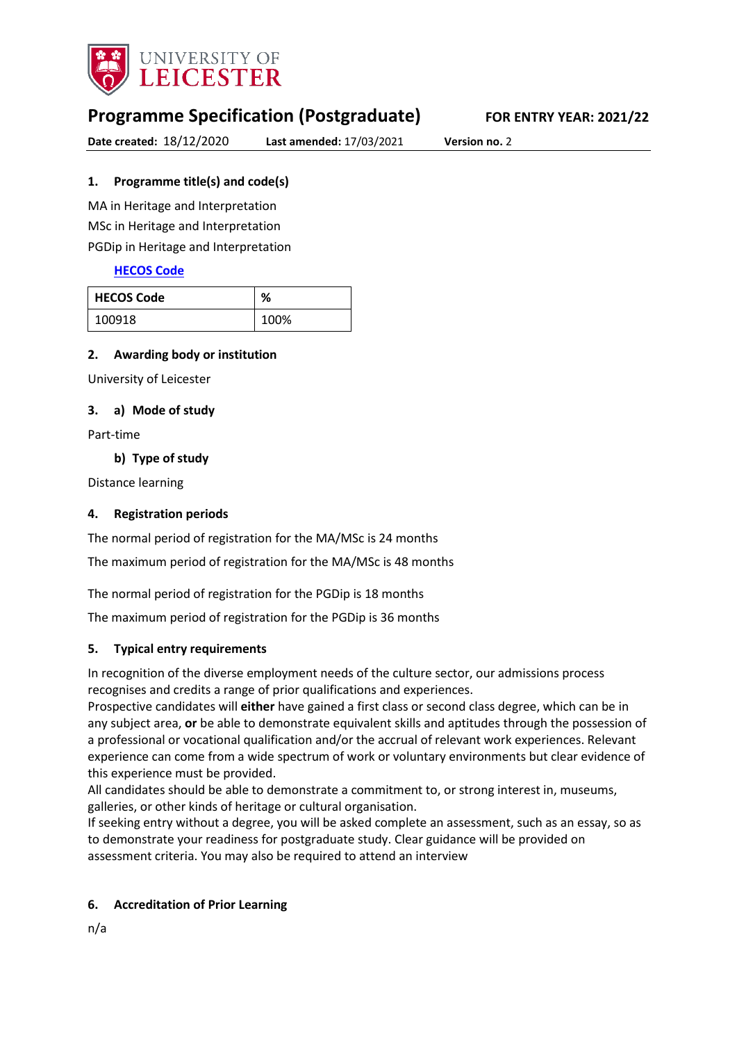UNIVERSITY OF LEICESTER

# Programme Specification (Postgraduate)

**FOR ENTRY YEAR: 2021/22**

**Date created:** 18/12/2020 **Last amended:** 17/03/2021 **Version no.** 2

## 1. Programme title(s) and code(s)

MA in Heritage and Interpretation

MSc in Heritage and Interpretation

PGDip in Heritage and Interpretation

**HECOS Code**

| HECOS Code | % |
|---|---|
| 100918 | 100% |

## 2. Awarding body or institution

University of Leicester

## 3. a) Mode of study

Part-time

### b) Type of study

Distance learning

## 4. Registration periods

The normal period of registration for the MA/MSc is 24 months

The maximum period of registration for the MA/MSc is 48 months

The normal period of registration for the PGDip is 18 months

The maximum period of registration for the PGDip is 36 months

## 5. Typical entry requirements

In recognition of the diverse employment needs of the culture sector, our admissions process recognises and credits a range of prior qualifications and experiences.

Prospective candidates will **either** have gained a first class or second class degree, which can be in any subject area, **or** be able to demonstrate equivalent skills and aptitudes through the possession of a professional or vocational qualification and/or the accrual of relevant work experiences. Relevant experience can come from a wide spectrum of work or voluntary environments but clear evidence of this experience must be provided.

All candidates should be able to demonstrate a commitment to, or strong interest in, museums, galleries, or other kinds of heritage or cultural organisation.

If seeking entry without a degree, you will be asked complete an assessment, such as an essay, so as to demonstrate your readiness for postgraduate study. Clear guidance will be provided on assessment criteria. You may also be required to attend an interview

## 6. Accreditation of Prior Learning

n/a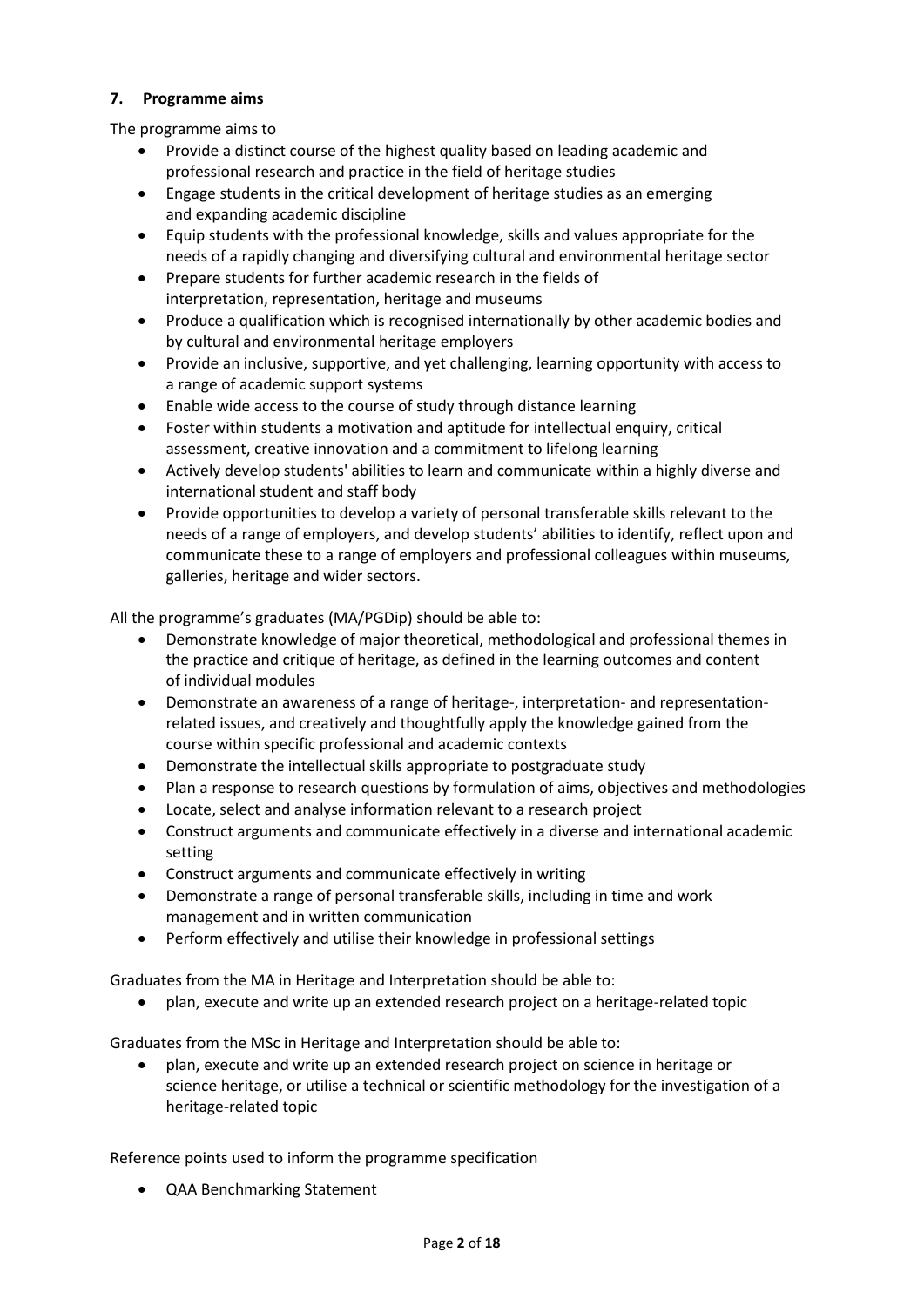### 7. Programme aims

The programme aims to

- Provide a distinct course of the highest quality based on leading academic and professional research and practice in the field of heritage studies
- Engage students in the critical development of heritage studies as an emerging and expanding academic discipline
- Equip students with the professional knowledge, skills and values appropriate for the needs of a rapidly changing and diversifying cultural and environmental heritage sector
- Prepare students for further academic research in the fields of interpretation, representation, heritage and museums
- Produce a qualification which is recognised internationally by other academic bodies and by cultural and environmental heritage employers
- Provide an inclusive, supportive, and yet challenging, learning opportunity with access to a range of academic support systems
- Enable wide access to the course of study through distance learning
- Foster within students a motivation and aptitude for intellectual enquiry, critical assessment, creative innovation and a commitment to lifelong learning
- Actively develop students' abilities to learn and communicate within a highly diverse and international student and staff body
- Provide opportunities to develop a variety of personal transferable skills relevant to the needs of a range of employers, and develop students' abilities to identify, reflect upon and communicate these to a range of employers and professional colleagues within museums, galleries, heritage and wider sectors.

All the programme's graduates (MA/PGDip) should be able to:

- Demonstrate knowledge of major theoretical, methodological and professional themes in the practice and critique of heritage, as defined in the learning outcomes and content of individual modules
- Demonstrate an awareness of a range of heritage-, interpretation- and representation-related issues, and creatively and thoughtfully apply the knowledge gained from the course within specific professional and academic contexts
- Demonstrate the intellectual skills appropriate to postgraduate study
- Plan a response to research questions by formulation of aims, objectives and methodologies
- Locate, select and analyse information relevant to a research project
- Construct arguments and communicate effectively in a diverse and international academic setting
- Construct arguments and communicate effectively in writing
- Demonstrate a range of personal transferable skills, including in time and work management and in written communication
- Perform effectively and utilise their knowledge in professional settings

Graduates from the MA in Heritage and Interpretation should be able to:

- plan, execute and write up an extended research project on a heritage-related topic

Graduates from the MSc in Heritage and Interpretation should be able to:

- plan, execute and write up an extended research project on science in heritage or science heritage, or utilise a technical or scientific methodology for the investigation of a heritage-related topic

Reference points used to inform the programme specification

- QAA Benchmarking Statement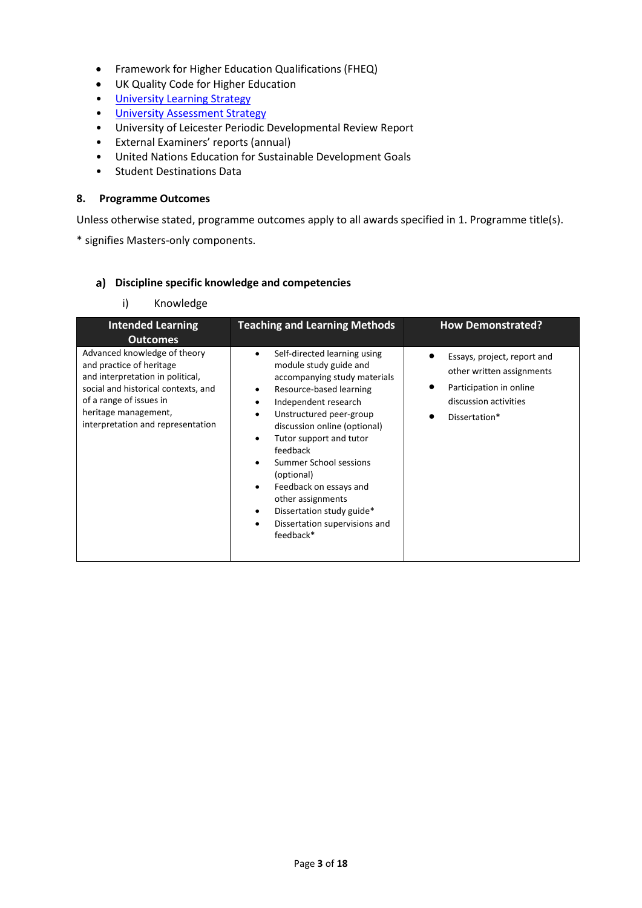- Framework for Higher Education Qualifications (FHEQ)
- UK Quality Code for Higher Education
- University Learning Strategy
- University Assessment Strategy
- University of Leicester Periodic Developmental Review Report
- External Examiners' reports (annual)
- United Nations Education for Sustainable Development Goals
- Student Destinations Data

### 8. Programme Outcomes

Unless otherwise stated, programme outcomes apply to all awards specified in 1. Programme title(s).

* signifies Masters-only components.

#### a) Discipline specific knowledge and competencies

i) Knowledge

| Intended Learning Outcomes | Teaching and Learning Methods | How Demonstrated? |
|---|---|---|
| Advanced knowledge of theory and practice of heritage and interpretation in political, social and historical contexts, and of a range of issues in heritage management, interpretation and representation | • Self-directed learning using module study guide and accompanying study materials<br>• Resource-based learning<br>• Independent research<br>• Unstructured peer-group discussion online (optional)<br>• Tutor support and tutor feedback<br>• Summer School sessions (optional)<br>• Feedback on essays and other assignments<br>• Dissertation study guide*<br>• Dissertation supervisions and feedback* | • Essays, project, report and other written assignments<br>• Participation in online discussion activities<br>• Dissertation* |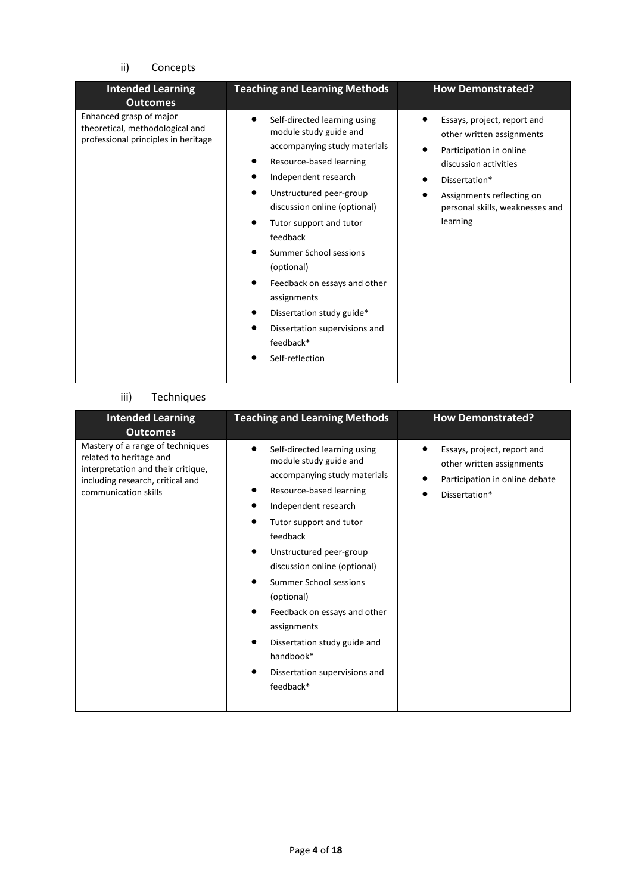ii) Concepts

| Intended Learning Outcomes | Teaching and Learning Methods | How Demonstrated? |
| --- | --- | --- |
| Enhanced grasp of major theoretical, methodological and professional principles in heritage | • Self-directed learning using module study guide and accompanying study materials<br>• Resource-based learning<br>• Independent research<br>• Unstructured peer-group discussion online (optional)<br>• Tutor support and tutor feedback<br>• Summer School sessions (optional)<br>• Feedback on essays and other assignments<br>• Dissertation study guide*<br>• Dissertation supervisions and feedback*<br>• Self-reflection | • Essays, project, report and other written assignments<br>• Participation in online discussion activities<br>• Dissertation*<br>• Assignments reflecting on personal skills, weaknesses and learning |

iii) Techniques

| Intended Learning Outcomes | Teaching and Learning Methods | How Demonstrated? |
| --- | --- | --- |
| Mastery of a range of techniques related to heritage and interpretation and their critique, including research, critical and communication skills | • Self-directed learning using module study guide and accompanying study materials<br>• Resource-based learning<br>• Independent research<br>• Tutor support and tutor feedback<br>• Unstructured peer-group discussion online (optional)<br>• Summer School sessions (optional)<br>• Feedback on essays and other assignments<br>• Dissertation study guide and handbook*<br>• Dissertation supervisions and feedback* | • Essays, project, report and other written assignments<br>• Participation in online debate<br>• Dissertation* |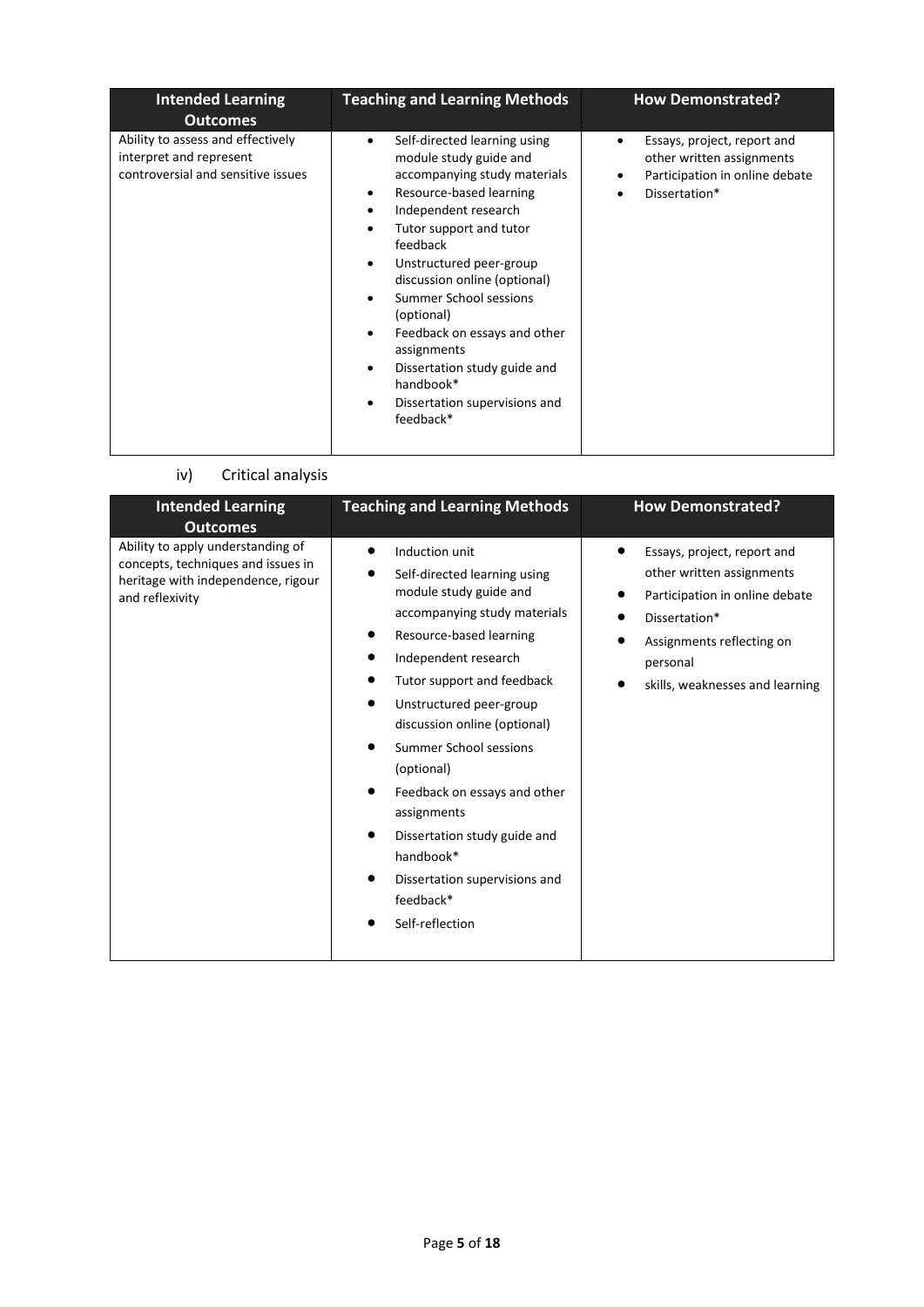| Intended Learning Outcomes | Teaching and Learning Methods | How Demonstrated? |
| --- | --- | --- |
| Ability to assess and effectively interpret and represent controversial and sensitive issues | • Self-directed learning using module study guide and accompanying study materials<br>• Resource-based learning<br>• Independent research<br>• Tutor support and tutor feedback<br>• Unstructured peer-group discussion online (optional)<br>• Summer School sessions (optional)<br>• Feedback on essays and other assignments<br>• Dissertation study guide and handbook*<br>• Dissertation supervisions and feedback* | • Essays, project, report and other written assignments<br>• Participation in online debate<br>• Dissertation* |

iv) Critical analysis

| Intended Learning Outcomes | Teaching and Learning Methods | How Demonstrated? |
| --- | --- | --- |
| Ability to apply understanding of concepts, techniques and issues in heritage with independence, rigour and reflexivity | • Induction unit<br>• Self-directed learning using module study guide and accompanying study materials<br>• Resource-based learning<br>• Independent research<br>• Tutor support and feedback<br>• Unstructured peer-group discussion online (optional)<br>• Summer School sessions (optional)<br>• Feedback on essays and other assignments<br>• Dissertation study guide and handbook*<br>• Dissertation supervisions and feedback*<br>• Self-reflection | • Essays, project, report and other written assignments<br>• Participation in online debate<br>• Dissertation*<br>• Assignments reflecting on personal<br>• skills, weaknesses and learning |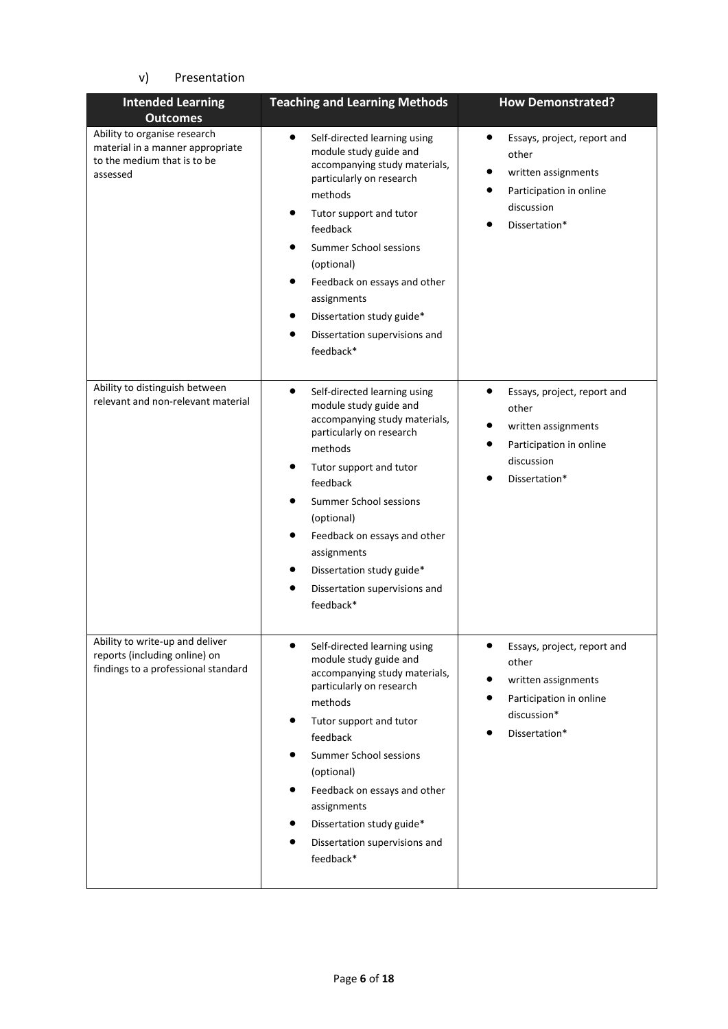v) Presentation

| Intended Learning Outcomes | Teaching and Learning Methods | How Demonstrated? |
|---|---|---|
| Ability to organise research material in a manner appropriate to the medium that is to be assessed | • Self-directed learning using module study guide and accompanying study materials, particularly on research methods<br>• Tutor support and tutor feedback<br>• Summer School sessions (optional)<br>• Feedback on essays and other assignments<br>• Dissertation study guide*<br>• Dissertation supervisions and feedback* | • Essays, project, report and other<br>• written assignments<br>• Participation in online discussion<br>• Dissertation* |
| Ability to distinguish between relevant and non-relevant material | • Self-directed learning using module study guide and accompanying study materials, particularly on research methods<br>• Tutor support and tutor feedback<br>• Summer School sessions (optional)<br>• Feedback on essays and other assignments<br>• Dissertation study guide*<br>• Dissertation supervisions and feedback* | • Essays, project, report and other<br>• written assignments<br>• Participation in online discussion<br>• Dissertation* |
| Ability to write-up and deliver reports (including online) on findings to a professional standard | • Self-directed learning using module study guide and accompanying study materials, particularly on research methods<br>• Tutor support and tutor feedback<br>• Summer School sessions (optional)<br>• Feedback on essays and other assignments<br>• Dissertation study guide*<br>• Dissertation supervisions and feedback* | • Essays, project, report and other<br>• written assignments<br>• Participation in online discussion*<br>• Dissertation* |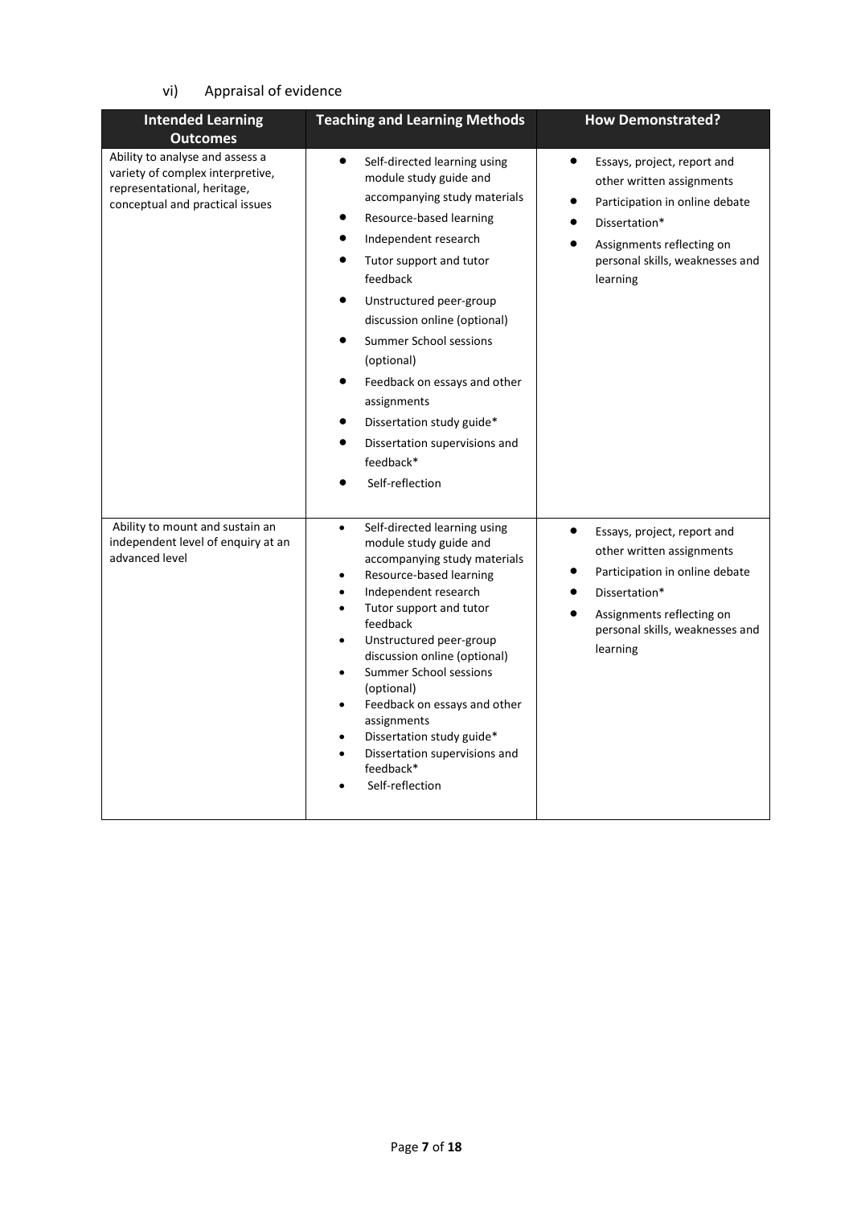vi) Appraisal of evidence

| Intended Learning Outcomes | Teaching and Learning Methods | How Demonstrated? |
|---|---|---|
| Ability to analyse and assess a variety of complex interpretive, representational, heritage, conceptual and practical issues | • Self-directed learning using module study guide and accompanying study materials<br>• Resource-based learning<br>• Independent research<br>• Tutor support and tutor feedback<br>• Unstructured peer-group discussion online (optional)<br>• Summer School sessions (optional)<br>• Feedback on essays and other assignments<br>• Dissertation study guide*<br>• Dissertation supervisions and feedback*<br>• Self-reflection | • Essays, project, report and other written assignments<br>• Participation in online debate<br>• Dissertation*<br>• Assignments reflecting on personal skills, weaknesses and learning |
| Ability to mount and sustain an independent level of enquiry at an advanced level | • Self-directed learning using module study guide and accompanying study materials<br>• Resource-based learning<br>• Independent research<br>• Tutor support and tutor feedback<br>• Unstructured peer-group discussion online (optional)<br>• Summer School sessions (optional)<br>• Feedback on essays and other assignments<br>• Dissertation study guide*<br>• Dissertation supervisions and feedback*<br>• Self-reflection | • Essays, project, report and other written assignments<br>• Participation in online debate<br>• Dissertation*<br>• Assignments reflecting on personal skills, weaknesses and learning |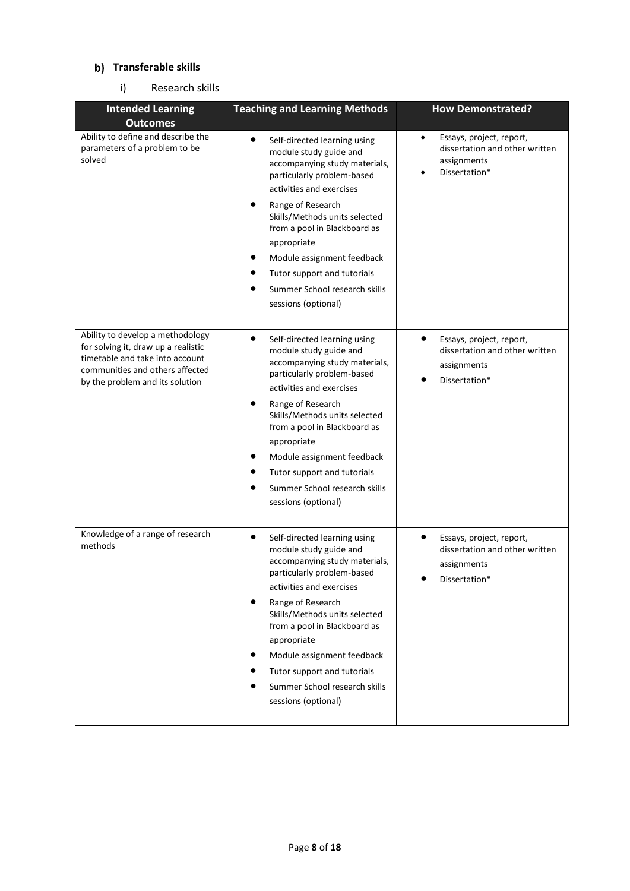## b) Transferable skills

### i) Research skills

| Intended Learning Outcomes | Teaching and Learning Methods | How Demonstrated? |
| --- | --- | --- |
| Ability to define and describe the parameters of a problem to be solved | • Self-directed learning using module study guide and accompanying study materials, particularly problem-based activities and exercises<br>• Range of Research Skills/Methods units selected from a pool in Blackboard as appropriate<br>• Module assignment feedback<br>• Tutor support and tutorials<br>• Summer School research skills sessions (optional) | • Essays, project, report, dissertation and other written assignments<br>• Dissertation* |
| Ability to develop a methodology for solving it, draw up a realistic timetable and take into account communities and others affected by the problem and its solution | • Self-directed learning using module study guide and accompanying study materials, particularly problem-based activities and exercises<br>• Range of Research Skills/Methods units selected from a pool in Blackboard as appropriate<br>• Module assignment feedback<br>• Tutor support and tutorials<br>• Summer School research skills sessions (optional) | • Essays, project, report, dissertation and other written assignments<br>• Dissertation* |
| Knowledge of a range of research methods | • Self-directed learning using module study guide and accompanying study materials, particularly problem-based activities and exercises<br>• Range of Research Skills/Methods units selected from a pool in Blackboard as appropriate<br>• Module assignment feedback<br>• Tutor support and tutorials<br>• Summer School research skills sessions (optional) | • Essays, project, report, dissertation and other written assignments<br>• Dissertation* |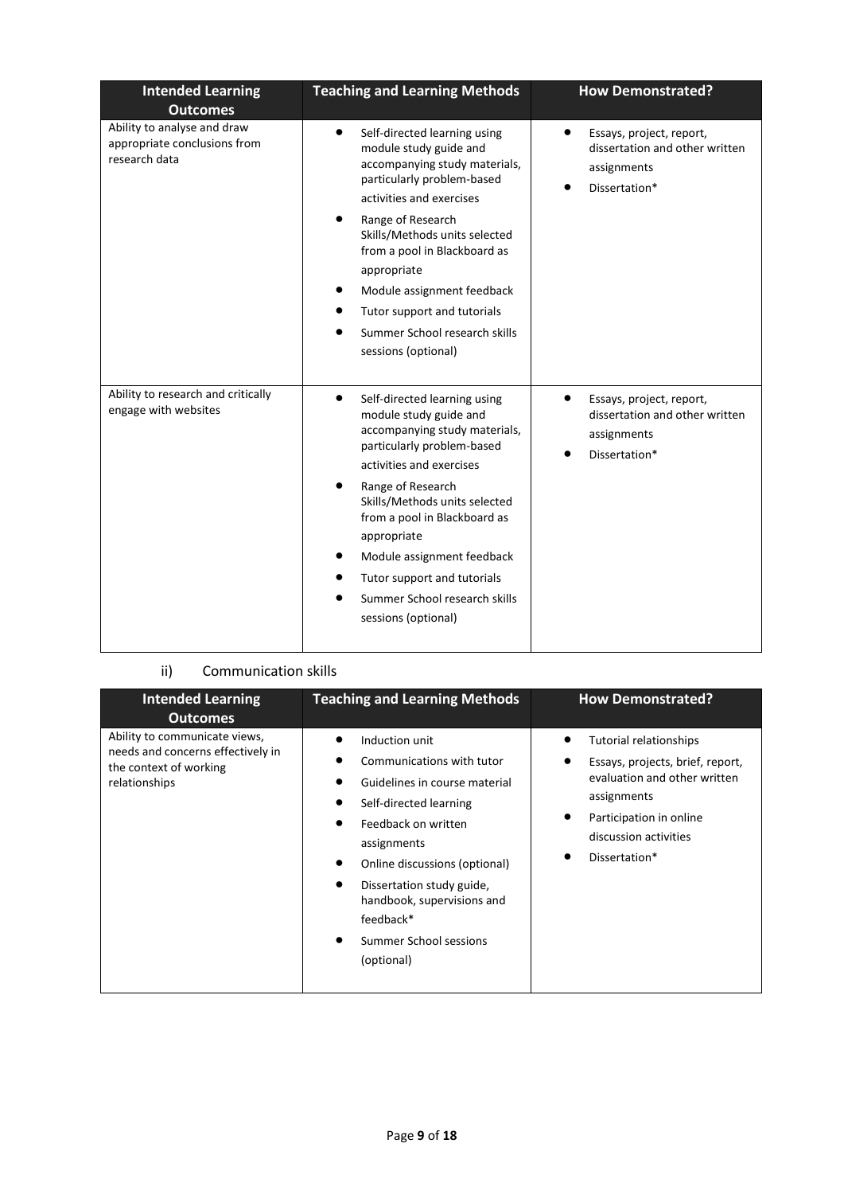| Intended Learning Outcomes | Teaching and Learning Methods | How Demonstrated? |
|---|---|---|
| Ability to analyse and draw appropriate conclusions from research data | • Self-directed learning using module study guide and accompanying study materials, particularly problem-based activities and exercises<br>• Range of Research Skills/Methods units selected from a pool in Blackboard as appropriate<br>• Module assignment feedback<br>• Tutor support and tutorials<br>• Summer School research skills sessions (optional) | • Essays, project, report, dissertation and other written assignments<br>• Dissertation* |
| Ability to research and critically engage with websites | • Self-directed learning using module study guide and accompanying study materials, particularly problem-based activities and exercises<br>• Range of Research Skills/Methods units selected from a pool in Blackboard as appropriate<br>• Module assignment feedback<br>• Tutor support and tutorials<br>• Summer School research skills sessions (optional) | • Essays, project, report, dissertation and other written assignments<br>• Dissertation* |

ii) Communication skills

| Intended Learning Outcomes | Teaching and Learning Methods | How Demonstrated? |
|---|---|---|
| Ability to communicate views, needs and concerns effectively in the context of working relationships | • Induction unit<br>• Communications with tutor<br>• Guidelines in course material<br>• Self-directed learning<br>• Feedback on written assignments<br>• Online discussions (optional)<br>• Dissertation study guide, handbook, supervisions and feedback*<br>• Summer School sessions (optional) | • Tutorial relationships<br>• Essays, projects, brief, report, evaluation and other written assignments<br>• Participation in online discussion activities<br>• Dissertation* |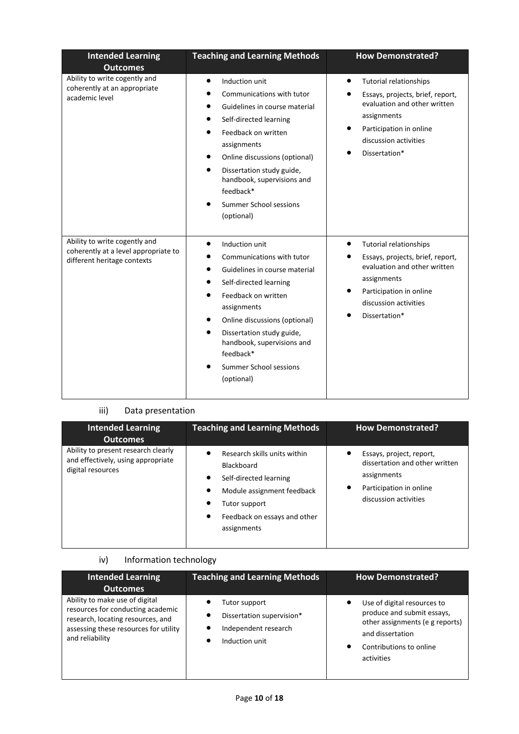| Intended Learning Outcomes | Teaching and Learning Methods | How Demonstrated? |
|---|---|---|
| Ability to write cogently and coherently at an appropriate academic level | • Induction unit<br>• Communications with tutor<br>• Guidelines in course material<br>• Self-directed learning<br>• Feedback on written assignments<br>• Online discussions (optional)<br>• Dissertation study guide, handbook, supervisions and feedback*<br>• Summer School sessions (optional) | • Tutorial relationships<br>• Essays, projects, brief, report, evaluation and other written assignments<br>• Participation in online discussion activities<br>• Dissertation* |
| Ability to write cogently and coherently at a level appropriate to different heritage contexts | • Induction unit<br>• Communications with tutor<br>• Guidelines in course material<br>• Self-directed learning<br>• Feedback on written assignments<br>• Online discussions (optional)<br>• Dissertation study guide, handbook, supervisions and feedback*<br>• Summer School sessions (optional) | • Tutorial relationships<br>• Essays, projects, brief, report, evaluation and other written assignments<br>• Participation in online discussion activities<br>• Dissertation* |

iii) Data presentation

| Intended Learning Outcomes | Teaching and Learning Methods | How Demonstrated? |
|---|---|---|
| Ability to present research clearly and effectively, using appropriate digital resources | • Research skills units within Blackboard<br>• Self-directed learning<br>• Module assignment feedback<br>• Tutor support<br>• Feedback on essays and other assignments | • Essays, project, report, dissertation and other written assignments<br>• Participation in online discussion activities |

iv) Information technology

| Intended Learning Outcomes | Teaching and Learning Methods | How Demonstrated? |
|---|---|---|
| Ability to make use of digital resources for conducting academic research, locating resources, and assessing these resources for utility and reliability | • Tutor support<br>• Dissertation supervision*<br>• Independent research<br>• Induction unit | • Use of digital resources to produce and submit essays, other assignments (e g reports) and dissertation<br>• Contributions to online activities |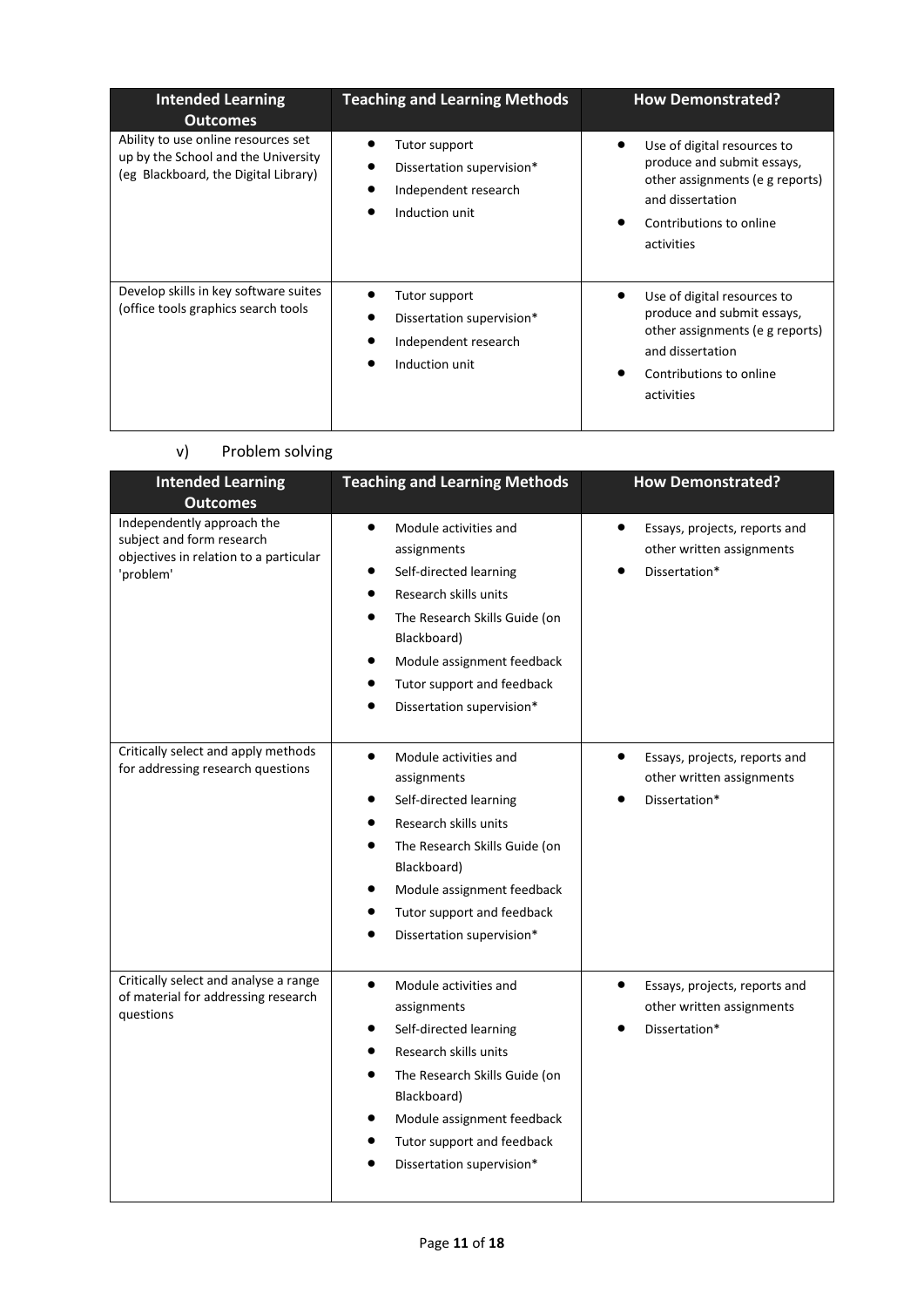| Intended Learning Outcomes | Teaching and Learning Methods | How Demonstrated? |
|---|---|---|
| Ability to use online resources set up by the School and the University (eg Blackboard, the Digital Library) | • Tutor support<br>• Dissertation supervision*<br>• Independent research<br>• Induction unit | • Use of digital resources to produce and submit essays, other assignments (e g reports) and dissertation<br>• Contributions to online activities |
| Develop skills in key software suites (office tools graphics search tools | • Tutor support<br>• Dissertation supervision*<br>• Independent research<br>• Induction unit | • Use of digital resources to produce and submit essays, other assignments (e g reports) and dissertation<br>• Contributions to online activities |

v) Problem solving

| Intended Learning Outcomes | Teaching and Learning Methods | How Demonstrated? |
|---|---|---|
| Independently approach the subject and form research objectives in relation to a particular 'problem' | • Module activities and assignments<br>• Self-directed learning<br>• Research skills units<br>• The Research Skills Guide (on Blackboard)<br>• Module assignment feedback<br>• Tutor support and feedback<br>• Dissertation supervision* | • Essays, projects, reports and other written assignments<br>• Dissertation* |
| Critically select and apply methods for addressing research questions | • Module activities and assignments<br>• Self-directed learning<br>• Research skills units<br>• The Research Skills Guide (on Blackboard)<br>• Module assignment feedback<br>• Tutor support and feedback<br>• Dissertation supervision* | • Essays, projects, reports and other written assignments<br>• Dissertation* |
| Critically select and analyse a range of material for addressing research questions | • Module activities and assignments<br>• Self-directed learning<br>• Research skills units<br>• The Research Skills Guide (on Blackboard)<br>• Module assignment feedback<br>• Tutor support and feedback<br>• Dissertation supervision* | • Essays, projects, reports and other written assignments<br>• Dissertation* |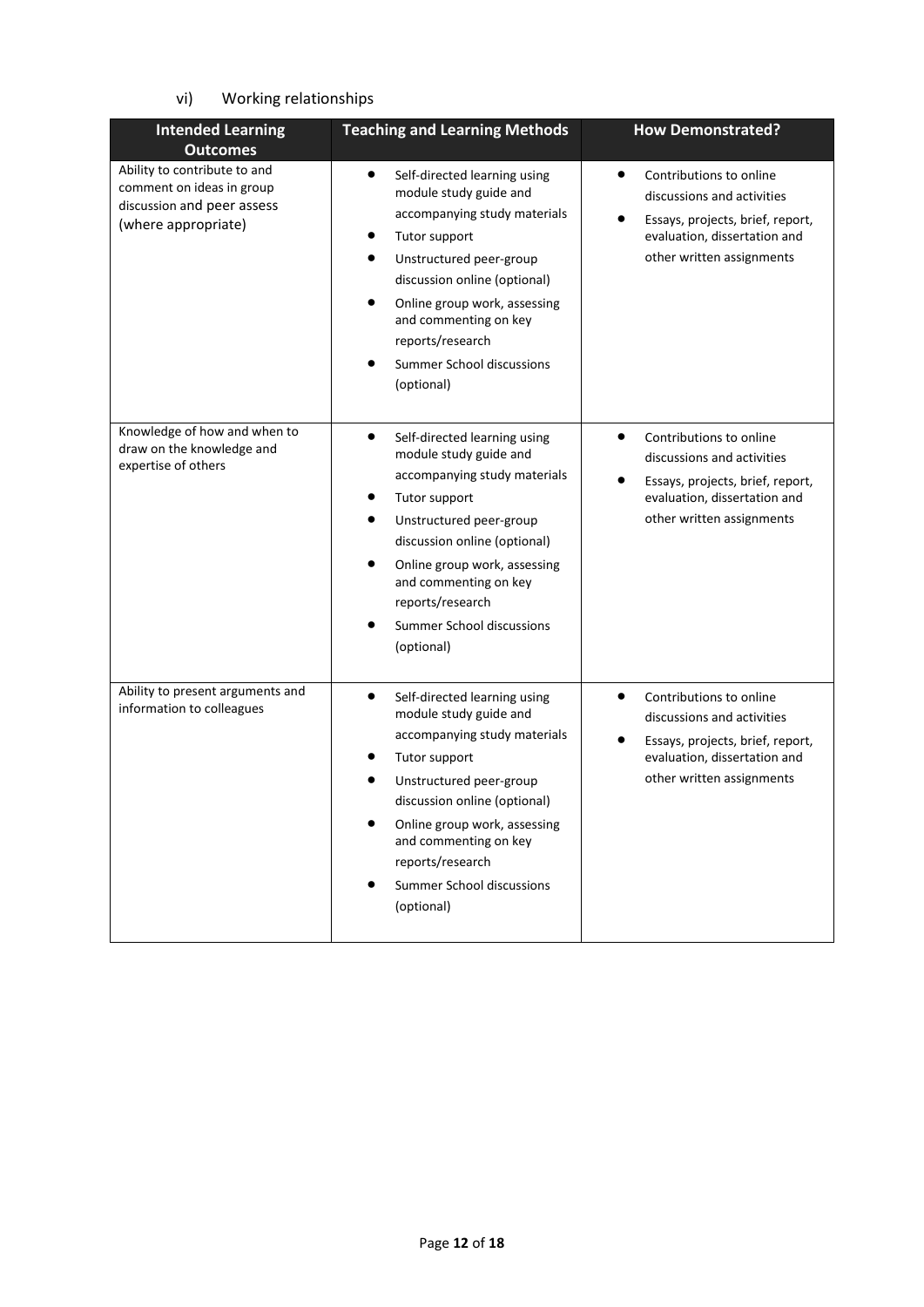vi) Working relationships

| Intended Learning Outcomes | Teaching and Learning Methods | How Demonstrated? |
| --- | --- | --- |
| Ability to contribute to and comment on ideas in group discussion and peer assess (where appropriate) | • Self-directed learning using module study guide and accompanying study materials<br>• Tutor support<br>• Unstructured peer-group discussion online (optional)<br>• Online group work, assessing and commenting on key reports/research<br>• Summer School discussions (optional) | • Contributions to online discussions and activities<br>• Essays, projects, brief, report, evaluation, dissertation and other written assignments |
| Knowledge of how and when to draw on the knowledge and expertise of others | • Self-directed learning using module study guide and accompanying study materials<br>• Tutor support<br>• Unstructured peer-group discussion online (optional)<br>• Online group work, assessing and commenting on key reports/research<br>• Summer School discussions (optional) | • Contributions to online discussions and activities<br>• Essays, projects, brief, report, evaluation, dissertation and other written assignments |
| Ability to present arguments and information to colleagues | • Self-directed learning using module study guide and accompanying study materials<br>• Tutor support<br>• Unstructured peer-group discussion online (optional)<br>• Online group work, assessing and commenting on key reports/research<br>• Summer School discussions (optional) | • Contributions to online discussions and activities<br>• Essays, projects, brief, report, evaluation, dissertation and other written assignments |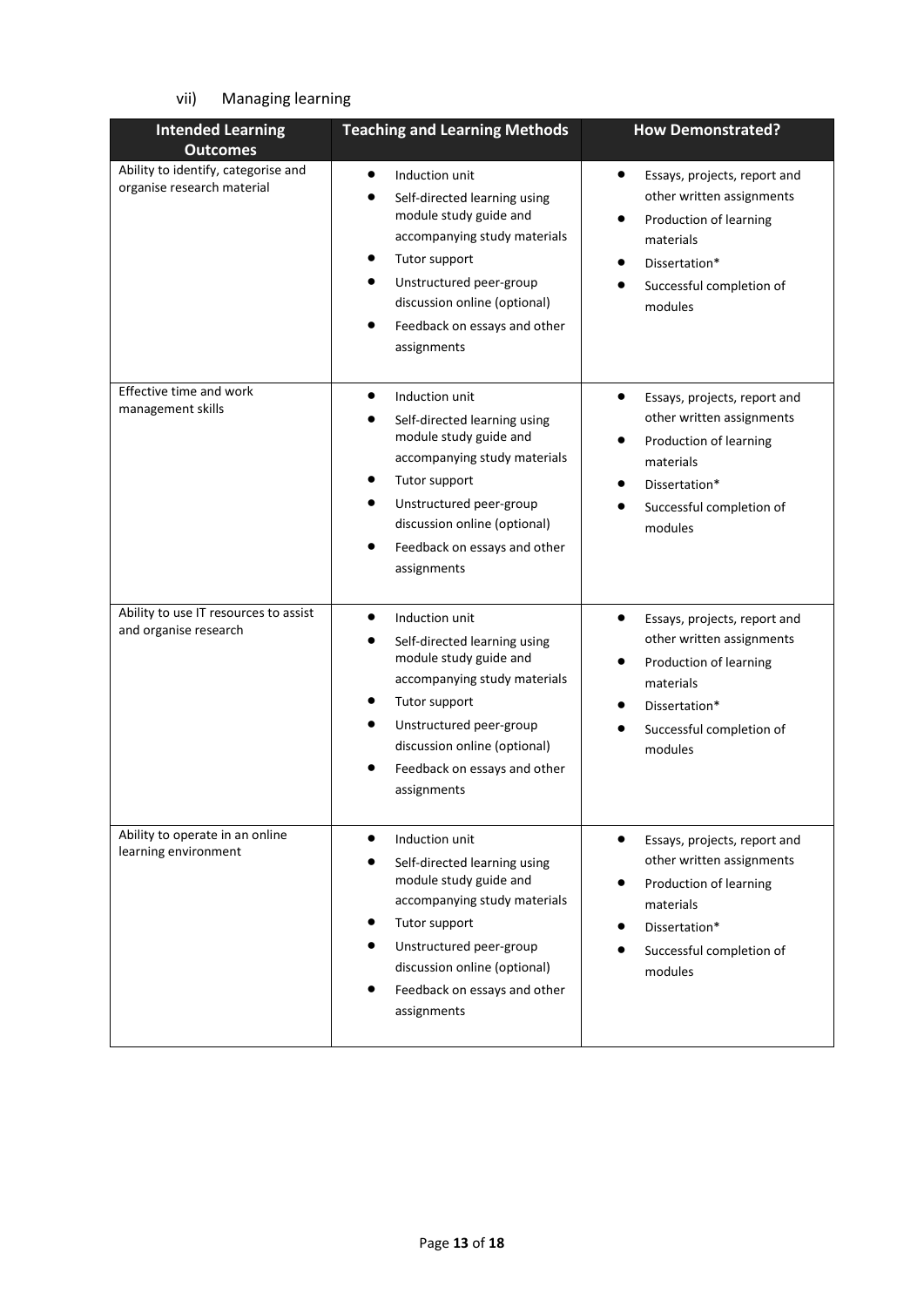### vii) Managing learning

| Intended Learning Outcomes | Teaching and Learning Methods | How Demonstrated? |
|---|---|---|
| Ability to identify, categorise and organise research material | • Induction unit<br>• Self-directed learning using module study guide and accompanying study materials<br>• Tutor support<br>• Unstructured peer-group discussion online (optional)<br>• Feedback on essays and other assignments | • Essays, projects, report and other written assignments<br>• Production of learning materials<br>• Dissertation*<br>• Successful completion of modules |
| Effective time and work management skills | • Induction unit<br>• Self-directed learning using module study guide and accompanying study materials<br>• Tutor support<br>• Unstructured peer-group discussion online (optional)<br>• Feedback on essays and other assignments | • Essays, projects, report and other written assignments<br>• Production of learning materials<br>• Dissertation*<br>• Successful completion of modules |
| Ability to use IT resources to assist and organise research | • Induction unit<br>• Self-directed learning using module study guide and accompanying study materials<br>• Tutor support<br>• Unstructured peer-group discussion online (optional)<br>• Feedback on essays and other assignments | • Essays, projects, report and other written assignments<br>• Production of learning materials<br>• Dissertation*<br>• Successful completion of modules |
| Ability to operate in an online learning environment | • Induction unit<br>• Self-directed learning using module study guide and accompanying study materials<br>• Tutor support<br>• Unstructured peer-group discussion online (optional)<br>• Feedback on essays and other assignments | • Essays, projects, report and other written assignments<br>• Production of learning materials<br>• Dissertation*<br>• Successful completion of modules |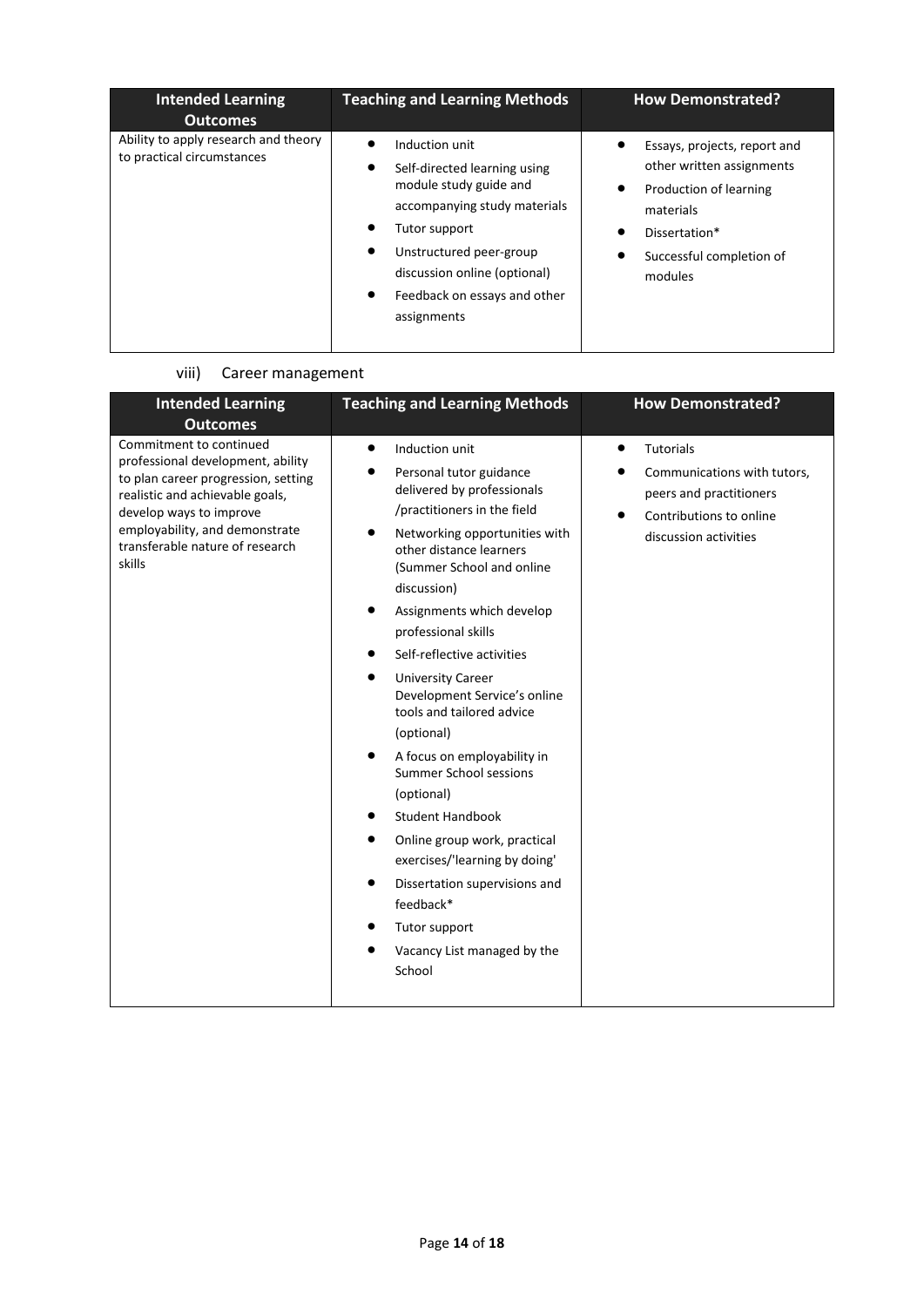| Intended Learning Outcomes | Teaching and Learning Methods | How Demonstrated? |
|---|---|---|
| Ability to apply research and theory to practical circumstances | • Induction unit<br>• Self-directed learning using module study guide and accompanying study materials<br>• Tutor support<br>• Unstructured peer-group discussion online (optional)<br>• Feedback on essays and other assignments | • Essays, projects, report and other written assignments<br>• Production of learning materials<br>• Dissertation*<br>• Successful completion of modules |

viii) Career management

| Intended Learning Outcomes | Teaching and Learning Methods | How Demonstrated? |
|---|---|---|
| Commitment to continued professional development, ability to plan career progression, setting realistic and achievable goals, develop ways to improve employability, and demonstrate transferable nature of research skills | • Induction unit<br>• Personal tutor guidance delivered by professionals /practitioners in the field<br>• Networking opportunities with other distance learners (Summer School and online discussion)<br>• Assignments which develop professional skills<br>• Self-reflective activities<br>• University Career Development Service's online tools and tailored advice (optional)<br>• A focus on employability in Summer School sessions (optional)<br>• Student Handbook<br>• Online group work, practical exercises/'learning by doing'<br>• Dissertation supervisions and feedback*<br>• Tutor support<br>• Vacancy List managed by the School | • Tutorials<br>• Communications with tutors, peers and practitioners<br>• Contributions to online discussion activities |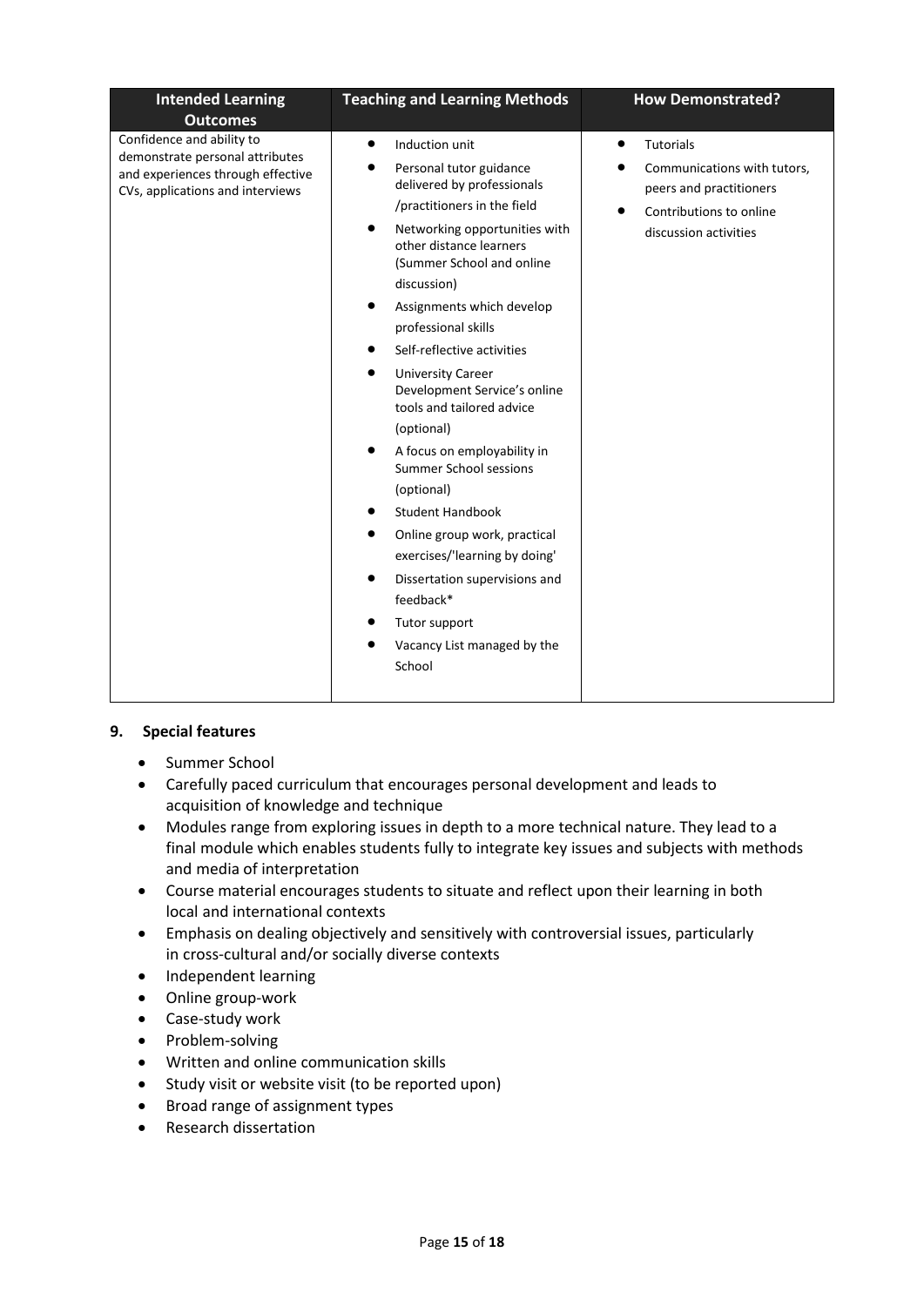| Intended Learning Outcomes | Teaching and Learning Methods | How Demonstrated? |
|---|---|---|
| Confidence and ability to demonstrate personal attributes and experiences through effective CVs, applications and interviews | • Induction unit<br>• Personal tutor guidance delivered by professionals /practitioners in the field<br>• Networking opportunities with other distance learners (Summer School and online discussion)<br>• Assignments which develop professional skills<br>• Self-reflective activities<br>• University Career Development Service's online tools and tailored advice (optional)<br>• A focus on employability in Summer School sessions (optional)<br>• Student Handbook<br>• Online group work, practical exercises/'learning by doing'<br>• Dissertation supervisions and feedback*<br>• Tutor support<br>• Vacancy List managed by the School | • Tutorials<br>• Communications with tutors, peers and practitioners<br>• Contributions to online discussion activities |

## 9. Special features

- Summer School
- Carefully paced curriculum that encourages personal development and leads to acquisition of knowledge and technique
- Modules range from exploring issues in depth to a more technical nature. They lead to a final module which enables students fully to integrate key issues and subjects with methods and media of interpretation
- Course material encourages students to situate and reflect upon their learning in both local and international contexts
- Emphasis on dealing objectively and sensitively with controversial issues, particularly in cross-cultural and/or socially diverse contexts
- Independent learning
- Online group-work
- Case-study work
- Problem-solving
- Written and online communication skills
- Study visit or website visit (to be reported upon)
- Broad range of assignment types
- Research dissertation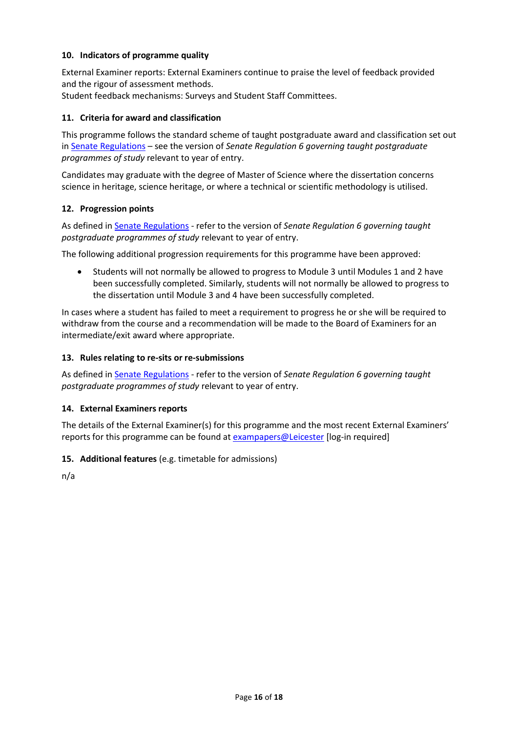## 10. Indicators of programme quality

External Examiner reports: External Examiners continue to praise the level of feedback provided and the rigour of assessment methods.
Student feedback mechanisms: Surveys and Student Staff Committees.

## 11. Criteria for award and classification

This programme follows the standard scheme of taught postgraduate award and classification set out in Senate Regulations – see the version of *Senate Regulation 6 governing taught postgraduate programmes of study* relevant to year of entry.

Candidates may graduate with the degree of Master of Science where the dissertation concerns science in heritage, science heritage, or where a technical or scientific methodology is utilised.

## 12. Progression points

As defined in Senate Regulations - refer to the version of *Senate Regulation 6 governing taught postgraduate programmes of study* relevant to year of entry.

The following additional progression requirements for this programme have been approved:

- Students will not normally be allowed to progress to Module 3 until Modules 1 and 2 have been successfully completed. Similarly, students will not normally be allowed to progress to the dissertation until Module 3 and 4 have been successfully completed.

In cases where a student has failed to meet a requirement to progress he or she will be required to withdraw from the course and a recommendation will be made to the Board of Examiners for an intermediate/exit award where appropriate.

## 13. Rules relating to re-sits or re-submissions

As defined in Senate Regulations - refer to the version of *Senate Regulation 6 governing taught postgraduate programmes of study* relevant to year of entry.

## 14. External Examiners reports

The details of the External Examiner(s) for this programme and the most recent External Examiners' reports for this programme can be found at exampapers@Leicester [log-in required]

## 15. Additional features (e.g. timetable for admissions)

n/a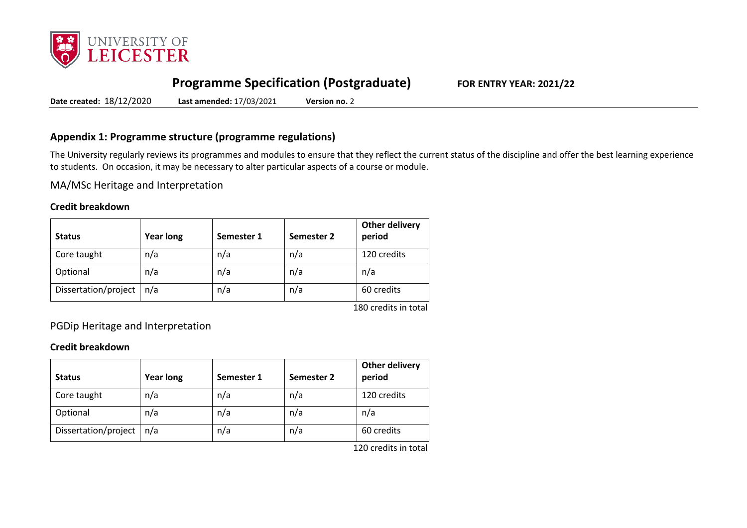# Programme Specification (Postgraduate)

**FOR ENTRY YEAR: 2021/22**

**Date created:** 18/12/2020 **Last amended:** 17/03/2021 **Version no.** 2

## Appendix 1: Programme structure (programme regulations)

The University regularly reviews its programmes and modules to ensure that they reflect the current status of the discipline and offer the best learning experience to students. On occasion, it may be necessary to alter particular aspects of a course or module.

### MA/MSc Heritage and Interpretation

**Credit breakdown**

| Status | Year long | Semester 1 | Semester 2 | Other delivery period |
|---|---|---|---|---|
| Core taught | n/a | n/a | n/a | 120 credits |
| Optional | n/a | n/a | n/a | n/a |
| Dissertation/project | n/a | n/a | n/a | 60 credits |

180 credits in total

### PGDip Heritage and Interpretation

**Credit breakdown**

| Status | Year long | Semester 1 | Semester 2 | Other delivery period |
|---|---|---|---|---|
| Core taught | n/a | n/a | n/a | 120 credits |
| Optional | n/a | n/a | n/a | n/a |
| Dissertation/project | n/a | n/a | n/a | 60 credits |

120 credits in total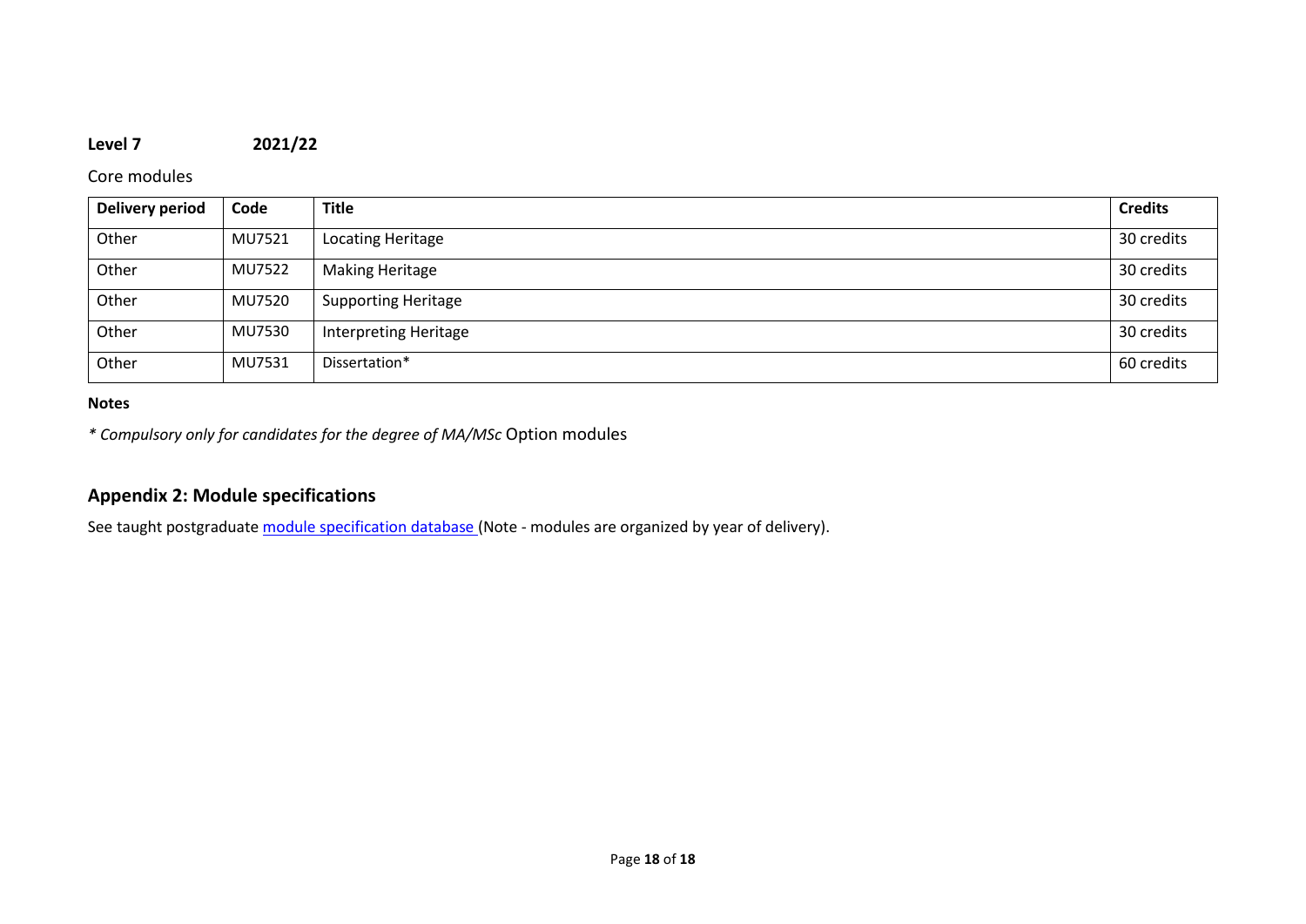**Level 7 2021/22**

Core modules

| Delivery period | Code | Title | Credits |
|---|---|---|---|
| Other | MU7521 | Locating Heritage | 30 credits |
| Other | MU7522 | Making Heritage | 30 credits |
| Other | MU7520 | Supporting Heritage | 30 credits |
| Other | MU7530 | Interpreting Heritage | 30 credits |
| Other | MU7531 | Dissertation* | 60 credits |

**Notes**

*\* Compulsory only for candidates for the degree of MA/MSc* Option modules

## Appendix 2: Module specifications

See taught postgraduate module specification database (Note - modules are organized by year of delivery).